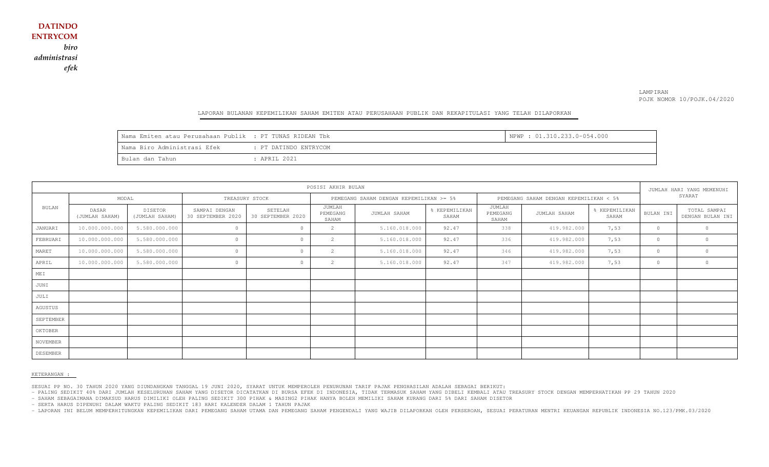**DATINDO ENTRYCOM**
*biro administrasi efek*

LAMPIRAN
POJK NOMOR 10/POJK.04/2020

LAPORAN BULANAN KEPEMILIKAN SAHAM EMITEN ATAU PERUSAHAAN PUBLIK DAN REKAPITULASI YANG TELAH DILAPORKAN

| | |
|---|---|
| Nama Emiten atau Perusahaan Publik : PT TUNAS RIDEAN Tbk | NPWP : 01.310.233.0-054.000 |
| Nama Biro Administrasi Efek : PT DATINDO ENTRYCOM | |
| Bulan dan Tahun : APRIL 2021 | |

| BULAN | POSISI AKHIR BULAN | | | | | | | | | | JUMLAH HARI YANG MEMENUHI SYARAT | |
|---|---|---|---|---|---|---|---|---|---|---|---|---|
| | MODAL | | TREASURY STOCK | | PEMEGANG SAHAM DENGAN KEPEMILIKAN >= 5% | | | PEMEGANG SAHAM DENGAN KEPEMILIKAN < 5% | | | | |
| | DASAR (JUMLAH SAHAM) | DISETOR (JUMLAH SAHAM) | SAMPAI DENGAN 30 SEPTEMBER 2020 | SETELAH 30 SEPTEMBER 2020 | JUMLAH PEMEGANG SAHAM | JUMLAH SAHAM | % KEPEMILIKAN SAHAM | JUMLAH PEMEGANG SAHAM | JUMLAH SAHAM | % KEPEMILIKAN SAHAM | BULAN INI | TOTAL SAMPAI DENGAN BULAN INI |
| JANUARI | 10.000.000.000 | 5.580.000.000 | 0 | 0 | 2 | 5.160.018.000 | 92.47 | 338 | 419.982.000 | 7,53 | 0 | 0 |
| FEBRUARI | 10.000.000.000 | 5.580.000.000 | 0 | 0 | 2 | 5.160.018.000 | 92.47 | 336 | 419.982.000 | 7,53 | 0 | 0 |
| MARET | 10.000.000.000 | 5.580.000.000 | 0 | 0 | 2 | 5.160.018.000 | 92.47 | 346 | 419.982.000 | 7,53 | 0 | 0 |
| APRIL | 10.000.000.000 | 5.580.000.000 | 0 | 0 | 2 | 5.160.018.000 | 92.47 | 347 | 419.982.000 | 7,53 | 0 | 0 |
| MEI | | | | | | | | | | | | |
| JUNI | | | | | | | | | | | | |
| JULI | | | | | | | | | | | | |
| AGUSTUS | | | | | | | | | | | | |
| SEPTEMBER | | | | | | | | | | | | |
| OKTOBER | | | | | | | | | | | | |
| NOVEMBER | | | | | | | | | | | | |
| DESEMBER | | | | | | | | | | | | |

KETERANGAN :

SESUAI PP NO. 30 TAHUN 2020 YANG DIUNDANGKAN TANGGAL 19 JUNI 2020, SYARAT UNTUK MEMPEROLEH PENURUNAN TARIF PAJAK PENGHASILAN ADALAH SEBAGAI BERIKUT:
- PALING SEDIKIT 40% DARI JUMLAH KESELURUHAN SAHAM YANG DISETOR DICATATKAN DI BURSA EFEK DI INDONESIA, TIDAK TERMASUK SAHAM YANG DIBELI KEMBALI ATAU TREASURY STOCK DENGAN MEMPERHATIKAN PP 29 TAHUN 2020
- SAHAM SEBAGAIMANA DIMAKSUD HARUS DIMILIKI OLEH PALING SEDIKIT 300 PIHAK & MASING2 PIHAK HANYA BOLEH MEMILIKI SAHAM KURANG DARI 5% DARI SAHAM DISETOR
- SERTA HARUS DIPENUHI DALAM WAKTU PALING SEDIKIT 183 HARI KALENDER DALAM 1 TAHUN PAJAK
- LAPORAN INI BELUM MEMPERHITUNGKAN KEPEMILIKAN DARI PEMEGANG SAHAM UTAMA DAN PEMEGANG SAHAM PENGENDALI YANG WAJIB DILAPORKAN OLEH PERSEROAN, SESUAI PERATURAN MENTRI KEUANGAN REPUBLIK INDONESIA NO.123/PMK.03/2020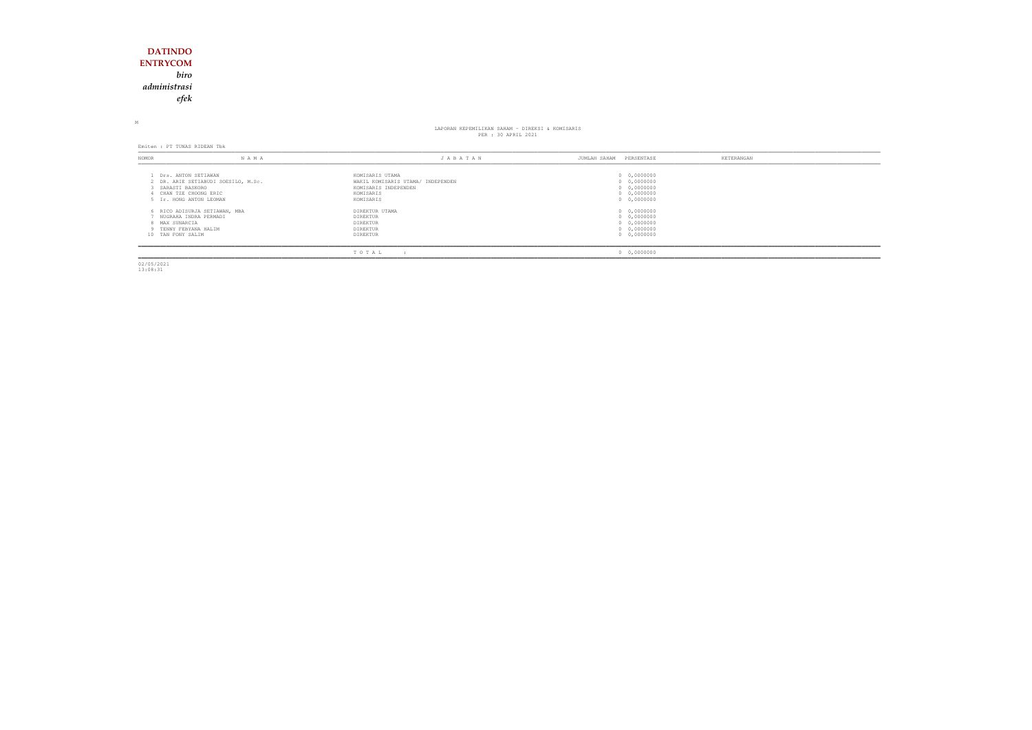**DATINDO ENTRYCOM**

*biro administrasi efek*

M

LAPORAN KEPEMILIKAN SAHAM - DIREKSI & KOMISARIS
PER : 30 APRIL 2021

Emiten : PT TUNAS RIDEAN Tbk

| NOMOR | N A M A | J A B A T A N | JUMLAH SAHAM | PERSENTASE | KETERANGAN |
|---|---|---|---|---|---|
| 1 | Drs. ANTON SETIAWAN | KOMISARIS UTAMA | 0 | 0,0000000 | |
| 2 | DR. ARIE SETIABUDI SOESILO, M.Sc. | WAKIL KOMISARIS UTAMA/ INDEPENDEN | 0 | 0,0000000 | |
| 3 | SARASTI BASKORO | KOMISARIS INDEPENDEN | 0 | 0,0000000 | |
| 4 | CHAN TZE CHOONG ERIC | KOMISARIS | 0 | 0,0000000 | |
| 5 | Ir. HONG ANTON LEOMAN | KOMISARIS | 0 | 0,0000000 | |
| 6 | RICO ADISURJA SETIAWAN, MBA | DIREKTUR UTAMA | 0 | 0,0000000 | |
| 7 | NUGRAHA INDRA PERMADI | DIREKTUR | 0 | 0,0000000 | |
| 8 | MAX SUNARCIA | DIREKTUR | 0 | 0,0000000 | |
| 9 | TENNY FEBYANA HALIM | DIREKTUR | 0 | 0,0000000 | |
| 10 | TAN FONY SALIM | DIREKTUR | 0 | 0,0000000 | |
| | | T O T A L : | 0 | 0,0000000 | |

02/05/2021
13:08:31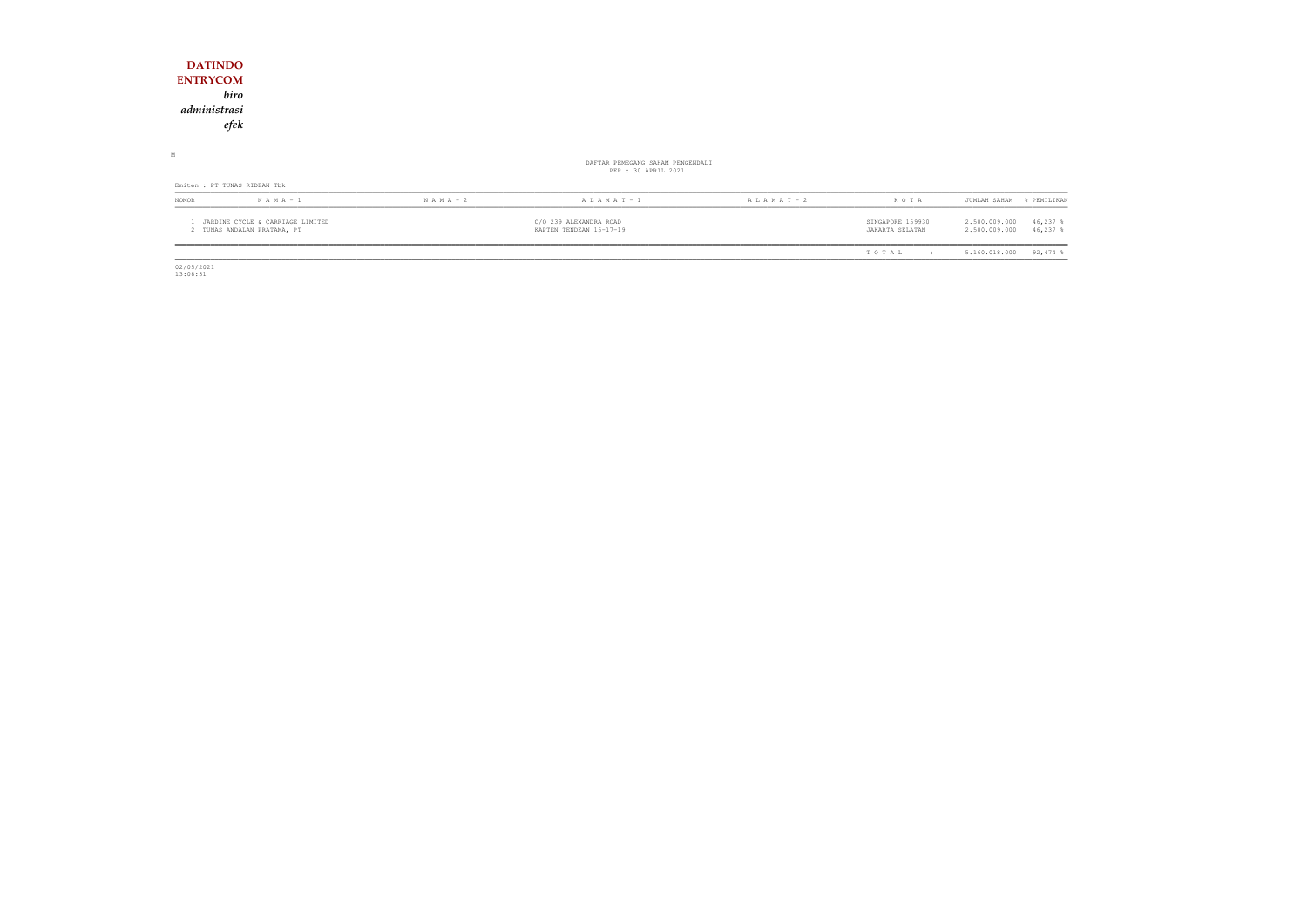**DATINDO**
**ENTRYCOM**
*biro*
*administrasi*
*efek*

M

DAFTAR PEMEGANG SAHAM PENGENDALI
PER : 30 APRIL 2021

Emiten : PT TUNAS RIDEAN Tbk

| NOMOR | N A M A - 1 | N A M A - 2 | A L A M A T - 1 | A L A M A T - 2 | K O T A | JUMLAH SAHAM | % PEMILIKAN |
|---|---|---|---|---|---|---|---|
| 1 | JARDINE CYCLE & CARRIAGE LIMITED | | C/O 239 ALEXANDRA ROAD | | SINGAPORE 159930 | 2.580.009.000 | 46,237 % |
| 2 | TUNAS ANDALAN PRATAMA, PT | | KAPTEN TENDEAN 15-17-19 | | JAKARTA SELATAN | 2.580.009.000 | 46,237 % |
| | | | | | T O T A L : | 5.160.018.000 | 92,474 % |

02/05/2021
13:08:31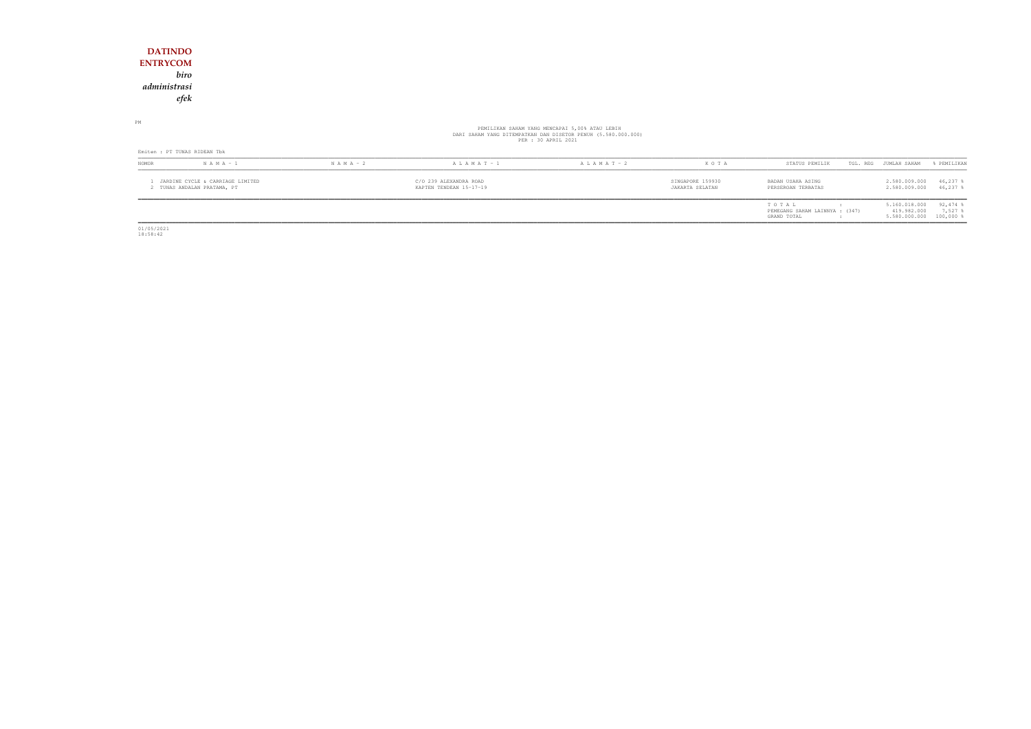**DATINDO**
**ENTRYCOM**
***biro***
***administrasi***
***efek***

PM

PEMILIKAN SAHAM YANG MENCAPAI 5,00% ATAU LEBIH
DARI SAHAM YANG DITEMPATKAN DAN DISETOR PENUH (5.580.000.000)
PER : 30 APRIL 2021

Emiten : PT TUNAS RIDEAN Tbk

| NOMOR | N A M A - 1 | N A M A - 2 | A L A M A T - 1 | A L A M A T - 2 | K O T A | STATUS PEMILIK | TGL. REG | JUMLAH SAHAM | % PEMILIKAN |
|---|---|---|---|---|---|---|---|---|---|
| 1 | JARDINE CYCLE & CARRIAGE LIMITED | | C/O 239 ALEXANDRA ROAD | | SINGAPORE 159930 | BADAN USAHA ASING | | 2.580.009.000 | 46,237 % |
| 2 | TUNAS ANDALAN PRATAMA, PT | | KAPTEN TENDEAN 15-17-19 | | JAKARTA SELATAN | PERSEROAN TERBATAS | | 2.580.009.000 | 46,237 % |
| | | | | | | T O T A L : | | 5.160.018.000 | 92,474 % |
| | | | | | | PEMEGANG SAHAM LAINNYA : (347) | | 419.982.000 | 7,527 % |
| | | | | | | GRAND TOTAL : | | 5.580.000.000 | 100,000 % |

01/05/2021
18:58:42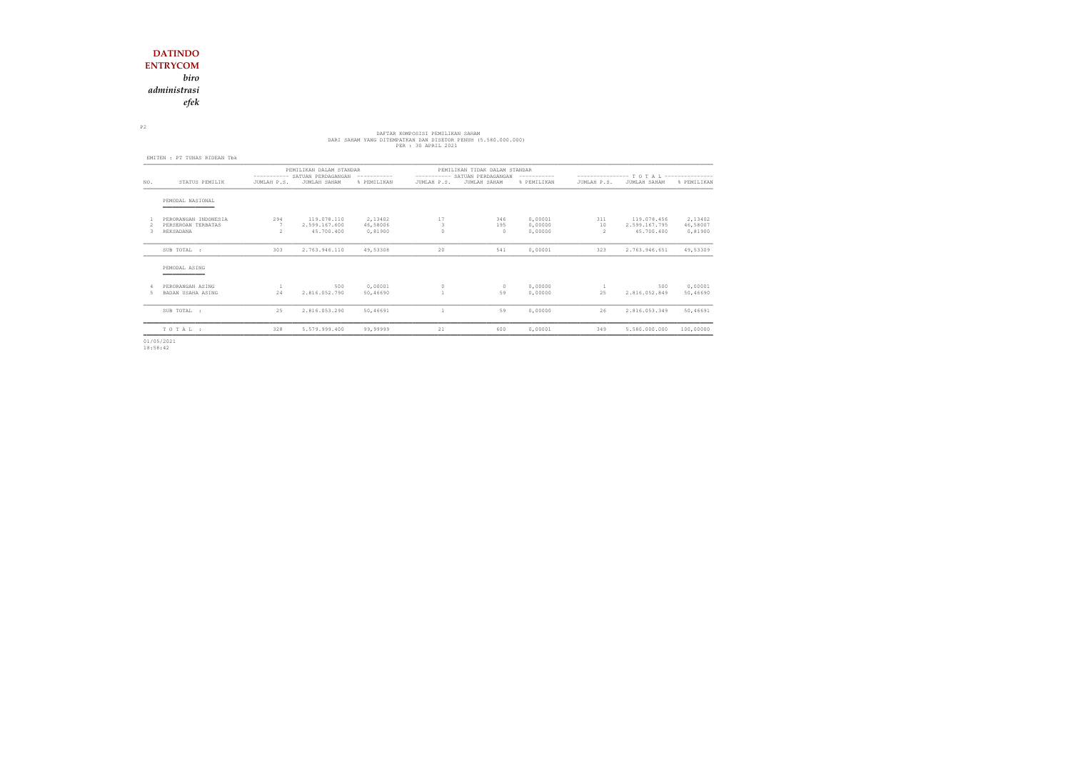**DATINDO**
**ENTRYCOM**
*biro*
*administrasi*
*efek*

P2

DAFTAR KOMPOSISI PEMILIKAN SAHAM
DARI SAHAM YANG DITEMPATKAN DAN DISETOR PENUH (5.580.000.000)
PER : 30 APRIL 2021

EMITEN : PT TUNAS RIDEAN Tbk

| NO. | STATUS PEMILIK | PEMILIKAN DALAM STANDAR SATUAN PERDAGANGAN | | | PEMILIKAN TIDAK DALAM STANDAR SATUAN PERDAGANGAN | | | T O T A L | | |
|---|---|---|---|---|---|---|---|---|---|---|
| | | JUMLAH P.S. | JUMLAH SAHAM | % PEMILIKAN | JUMLAH P.S. | JUMLAH SAHAM | % PEMILIKAN | JUMLAH P.S. | JUMLAH SAHAM | % PEMILIKAN |
| | PEMODAL NASIONAL | | | | | | | | | |
| 1 | PERORANGAN INDONESIA | 294 | 119.078.110 | 2,13402 | 17 | 346 | 0,00001 | 311 | 119.078.456 | 2,13402 |
| 2 | PERSEROAN TERBATAS | 7 | 2.599.167.600 | 46,58006 | 3 | 195 | 0,00000 | 10 | 2.599.167.795 | 46,58007 |
| 3 | REKSADANA | 2 | 45.700.400 | 0,81900 | 0 | 0 | 0,00000 | 2 | 45.700.400 | 0,81900 |
| | SUB TOTAL : | 303 | 2.763.946.110 | 49,53308 | 20 | 541 | 0,00001 | 323 | 2.763.946.651 | 49,53309 |
| | PEMODAL ASING | | | | | | | | | |
| 4 | PERORANGAN ASING | 1 | 500 | 0,00001 | 0 | 0 | 0,00000 | 1 | 500 | 0,00001 |
| 5 | BADAN USAHA ASING | 24 | 2.816.052.790 | 50,46690 | 1 | 59 | 0,00000 | 25 | 2.816.052.849 | 50,46690 |
| | SUB TOTAL : | 25 | 2.816.053.290 | 50,46691 | 1 | 59 | 0,00000 | 26 | 2.816.053.349 | 50,46691 |
| | T O T A L : | 328 | 5.579.999.400 | 99,99999 | 21 | 600 | 0,00001 | 349 | 5.580.000.000 | 100,00000 |

01/05/2021
18:58:42